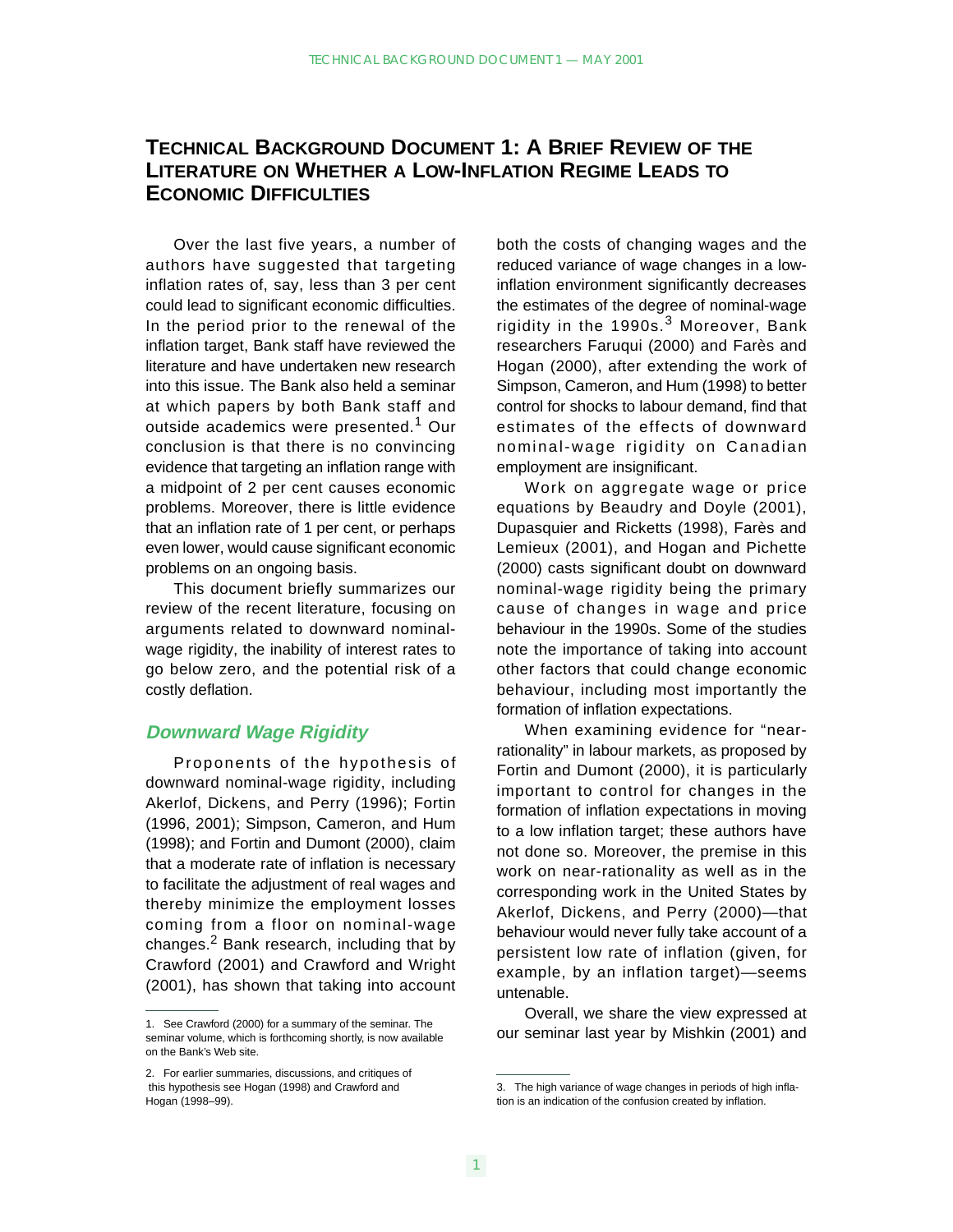# Technical Background Document 1: A Brief Review of the Literature on Whether a Low-Inflation Regime Leads to Economic Difficulties

Over the last five years, a number of authors have suggested that targeting inflation rates of, say, less than 3 per cent could lead to significant economic difficulties. In the period prior to the renewal of the inflation target, Bank staff have reviewed the literature and have undertaken new research into this issue. The Bank also held a seminar at which papers by both Bank staff and outside academics were presented.[1] Our conclusion is that there is no convincing evidence that targeting an inflation range with a midpoint of 2 per cent causes economic problems. Moreover, there is little evidence that an inflation rate of 1 per cent, or perhaps even lower, would cause significant economic problems on an ongoing basis.

This document briefly summarizes our review of the recent literature, focusing on arguments related to downward nominal-wage rigidity, the inability of interest rates to go below zero, and the potential risk of a costly deflation.

## *Downward Wage Rigidity*

Proponents of the hypothesis of downward nominal-wage rigidity, including Akerlof, Dickens, and Perry (1996); Fortin (1996, 2001); Simpson, Cameron, and Hum (1998); and Fortin and Dumont (2000), claim that a moderate rate of inflation is necessary to facilitate the adjustment of real wages and thereby minimize the employment losses coming from a floor on nominal-wage changes.[2] Bank research, including that by Crawford (2001) and Crawford and Wright (2001), has shown that taking into account both the costs of changing wages and the reduced variance of wage changes in a low-inflation environment significantly decreases the estimates of the degree of nominal-wage rigidity in the 1990s.[3] Moreover, Bank researchers Faruqui (2000) and Farès and Hogan (2000), after extending the work of Simpson, Cameron, and Hum (1998) to better control for shocks to labour demand, find that estimates of the effects of downward nominal-wage rigidity on Canadian employment are insignificant.

Work on aggregate wage or price equations by Beaudry and Doyle (2001), Dupasquier and Ricketts (1998), Farès and Lemieux (2001), and Hogan and Pichette (2000) casts significant doubt on downward nominal-wage rigidity being the primary cause of changes in wage and price behaviour in the 1990s. Some of the studies note the importance of taking into account other factors that could change economic behaviour, including most importantly the formation of inflation expectations.

When examining evidence for "near-rationality" in labour markets, as proposed by Fortin and Dumont (2000), it is particularly important to control for changes in the formation of inflation expectations in moving to a low inflation target; these authors have not done so. Moreover, the premise in this work on near-rationality as well as in the corresponding work in the United States by Akerlof, Dickens, and Perry (2000)—that behaviour would never fully take account of a persistent low rate of inflation (given, for example, by an inflation target)—seems untenable.

Overall, we share the view expressed at our seminar last year by Mishkin (2001) and

---

1. See Crawford (2000) for a summary of the seminar. The seminar volume, which is forthcoming shortly, is now available on the Bank's Web site.

2. For earlier summaries, discussions, and critiques of this hypothesis see Hogan (1998) and Crawford and Hogan (1998–99).

3. The high variance of wage changes in periods of high inflation is an indication of the confusion created by inflation.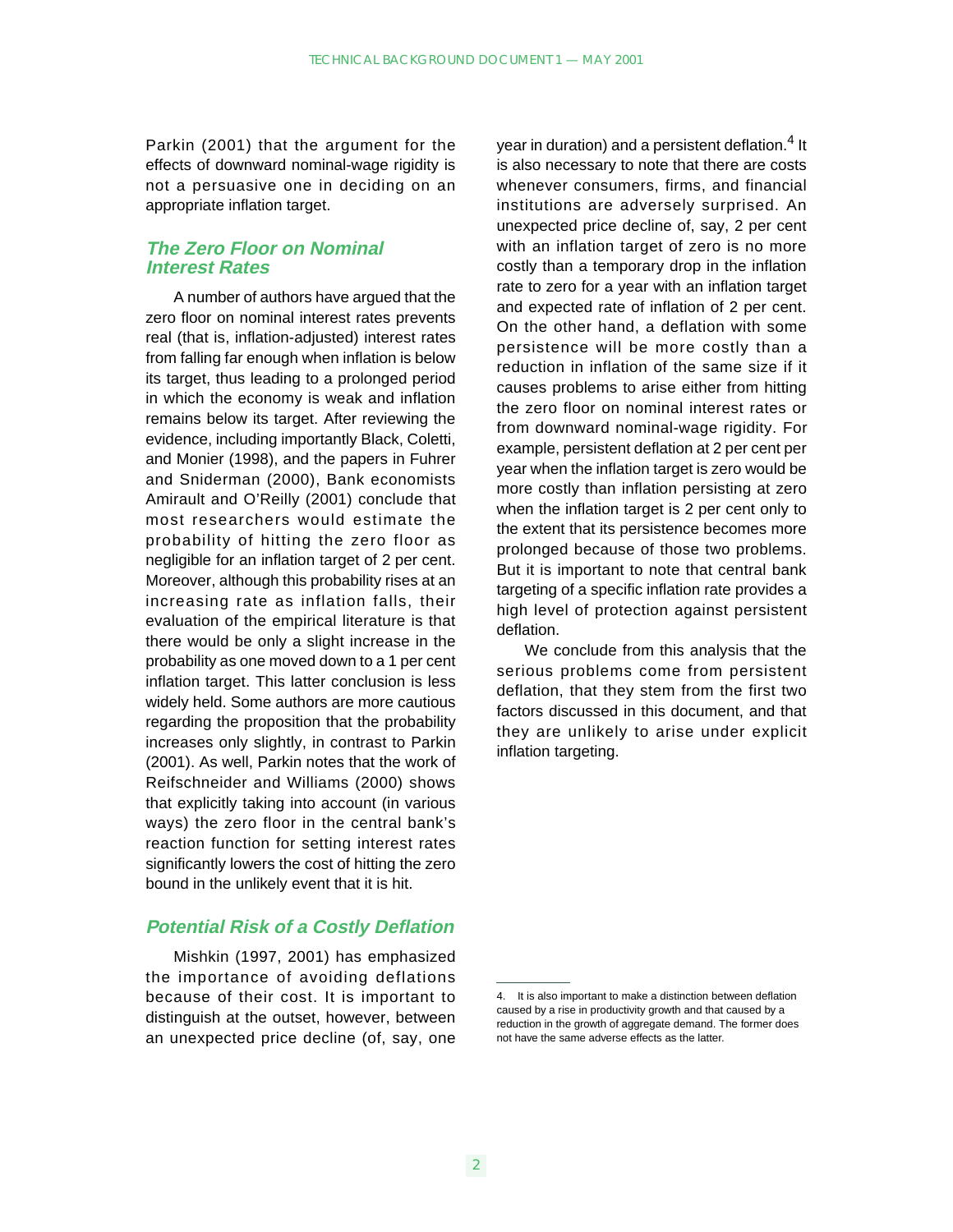Parkin (2001) that the argument for the effects of downward nominal-wage rigidity is not a persuasive one in deciding on an appropriate inflation target.

## *The Zero Floor on Nominal Interest Rates*

A number of authors have argued that the zero floor on nominal interest rates prevents real (that is, inflation-adjusted) interest rates from falling far enough when inflation is below its target, thus leading to a prolonged period in which the economy is weak and inflation remains below its target. After reviewing the evidence, including importantly Black, Coletti, and Monier (1998), and the papers in Fuhrer and Sniderman (2000), Bank economists Amirault and O'Reilly (2001) conclude that most researchers would estimate the probability of hitting the zero floor as negligible for an inflation target of 2 per cent. Moreover, although this probability rises at an increasing rate as inflation falls, their evaluation of the empirical literature is that there would be only a slight increase in the probability as one moved down to a 1 per cent inflation target. This latter conclusion is less widely held. Some authors are more cautious regarding the proposition that the probability increases only slightly, in contrast to Parkin (2001). As well, Parkin notes that the work of Reifschneider and Williams (2000) shows that explicitly taking into account (in various ways) the zero floor in the central bank's reaction function for setting interest rates significantly lowers the cost of hitting the zero bound in the unlikely event that it is hit.

## *Potential Risk of a Costly Deflation*

Mishkin (1997, 2001) has emphasized the importance of avoiding deflations because of their cost. It is important to distinguish at the outset, however, between an unexpected price decline (of, say, one year in duration) and a persistent deflation.[4] It is also necessary to note that there are costs whenever consumers, firms, and financial institutions are adversely surprised. An unexpected price decline of, say, 2 per cent with an inflation target of zero is no more costly than a temporary drop in the inflation rate to zero for a year with an inflation target and expected rate of inflation of 2 per cent. On the other hand, a deflation with some persistence will be more costly than a reduction in inflation of the same size if it causes problems to arise either from hitting the zero floor on nominal interest rates or from downward nominal-wage rigidity. For example, persistent deflation at 2 per cent per year when the inflation target is zero would be more costly than inflation persisting at zero when the inflation target is 2 per cent only to the extent that its persistence becomes more prolonged because of those two problems. But it is important to note that central bank targeting of a specific inflation rate provides a high level of protection against persistent deflation.

We conclude from this analysis that the serious problems come from persistent deflation, that they stem from the first two factors discussed in this document, and that they are unlikely to arise under explicit inflation targeting.

---

4. It is also important to make a distinction between deflation caused by a rise in productivity growth and that caused by a reduction in the growth of aggregate demand. The former does not have the same adverse effects as the latter.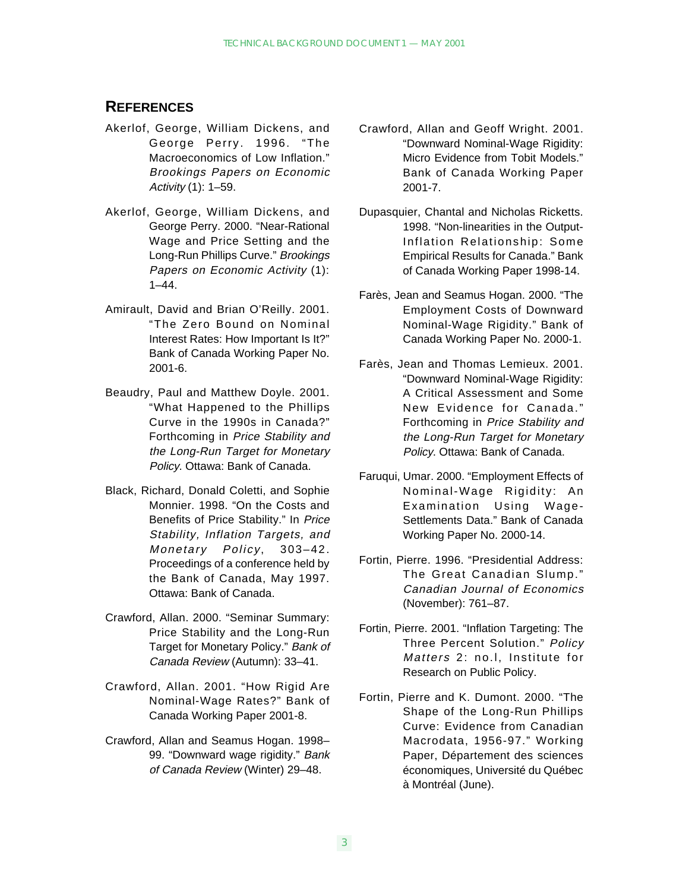## References

Akerlof, George, William Dickens, and George Perry. 1996. "The Macroeconomics of Low Inflation." *Brookings Papers on Economic Activity* (1): 1–59.

Akerlof, George, William Dickens, and George Perry. 2000. "Near-Rational Wage and Price Setting and the Long-Run Phillips Curve." *Brookings Papers on Economic Activity* (1): 1–44.

Amirault, David and Brian O'Reilly. 2001. "The Zero Bound on Nominal Interest Rates: How Important Is It?" Bank of Canada Working Paper No. 2001-6.

Beaudry, Paul and Matthew Doyle. 2001. "What Happened to the Phillips Curve in the 1990s in Canada?" Forthcoming in *Price Stability and the Long-Run Target for Monetary Policy*. Ottawa: Bank of Canada.

Black, Richard, Donald Coletti, and Sophie Monnier. 1998. "On the Costs and Benefits of Price Stability." In *Price Stability, Inflation Targets, and Monetary Policy*, 303–42. Proceedings of a conference held by the Bank of Canada, May 1997. Ottawa: Bank of Canada.

Crawford, Allan. 2000. "Seminar Summary: Price Stability and the Long-Run Target for Monetary Policy." *Bank of Canada Review* (Autumn): 33–41.

Crawford, Allan. 2001. "How Rigid Are Nominal-Wage Rates?" Bank of Canada Working Paper 2001-8.

Crawford, Allan and Seamus Hogan. 1998–99. "Downward wage rigidity." *Bank of Canada Review* (Winter) 29–48.

Crawford, Allan and Geoff Wright. 2001. "Downward Nominal-Wage Rigidity: Micro Evidence from Tobit Models." Bank of Canada Working Paper 2001-7.

Dupasquier, Chantal and Nicholas Ricketts. 1998. "Non-linearities in the Output-Inflation Relationship: Some Empirical Results for Canada." Bank of Canada Working Paper 1998-14.

Farès, Jean and Seamus Hogan. 2000. "The Employment Costs of Downward Nominal-Wage Rigidity." Bank of Canada Working Paper No. 2000-1.

Farès, Jean and Thomas Lemieux. 2001. "Downward Nominal-Wage Rigidity: A Critical Assessment and Some New Evidence for Canada." Forthcoming in *Price Stability and the Long-Run Target for Monetary Policy*. Ottawa: Bank of Canada.

Faruqui, Umar. 2000. "Employment Effects of Nominal-Wage Rigidity: An Examination Using Wage-Settlements Data." Bank of Canada Working Paper No. 2000-14.

Fortin, Pierre. 1996. "Presidential Address: The Great Canadian Slump." *Canadian Journal of Economics* (November): 761–87.

Fortin, Pierre. 2001. "Inflation Targeting: The Three Percent Solution." *Policy Matters* 2: no.l, Institute for Research on Public Policy.

Fortin, Pierre and K. Dumont. 2000. "The Shape of the Long-Run Phillips Curve: Evidence from Canadian Macrodata, 1956-97." Working Paper, Département des sciences économiques, Université du Québec à Montréal (June).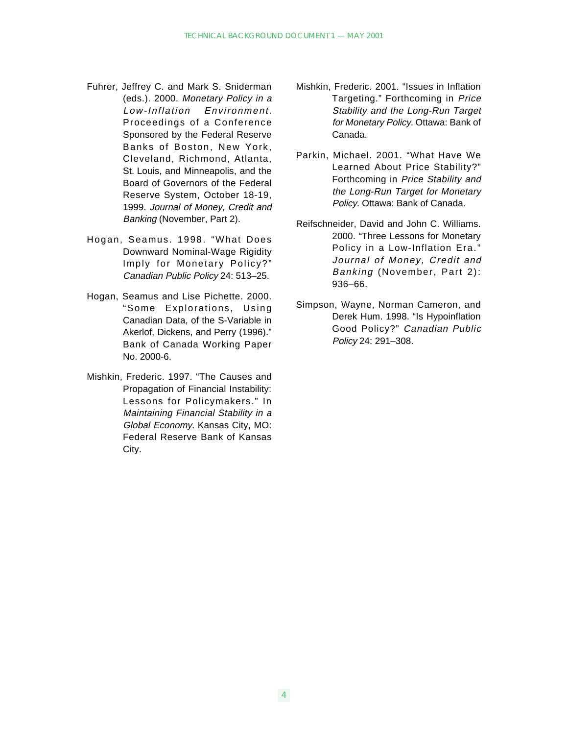Fuhrer, Jeffrey C. and Mark S. Sniderman (eds.). 2000. *Monetary Policy in a Low-Inflation Environment*. Proceedings of a Conference Sponsored by the Federal Reserve Banks of Boston, New York, Cleveland, Richmond, Atlanta, St. Louis, and Minneapolis, and the Board of Governors of the Federal Reserve System, October 18-19, 1999. *Journal of Money, Credit and Banking* (November, Part 2).

Hogan, Seamus. 1998. "What Does Downward Nominal-Wage Rigidity Imply for Monetary Policy?" *Canadian Public Policy* 24: 513–25.

Hogan, Seamus and Lise Pichette. 2000. "Some Explorations, Using Canadian Data, of the S-Variable in Akerlof, Dickens, and Perry (1996)." Bank of Canada Working Paper No. 2000-6.

Mishkin, Frederic. 1997. "The Causes and Propagation of Financial Instability: Lessons for Policymakers." In *Maintaining Financial Stability in a Global Economy*. Kansas City, MO: Federal Reserve Bank of Kansas City.

Mishkin, Frederic. 2001. "Issues in Inflation Targeting." Forthcoming in *Price Stability and the Long-Run Target for Monetary Policy*. Ottawa: Bank of Canada.

Parkin, Michael. 2001. "What Have We Learned About Price Stability?" Forthcoming in *Price Stability and the Long-Run Target for Monetary Policy*. Ottawa: Bank of Canada.

Reifschneider, David and John C. Williams. 2000. "Three Lessons for Monetary Policy in a Low-Inflation Era." *Journal of Money, Credit and Banking* (November, Part 2): 936–66.

Simpson, Wayne, Norman Cameron, and Derek Hum. 1998. "Is Hypoinflation Good Policy?" *Canadian Public Policy* 24: 291–308.